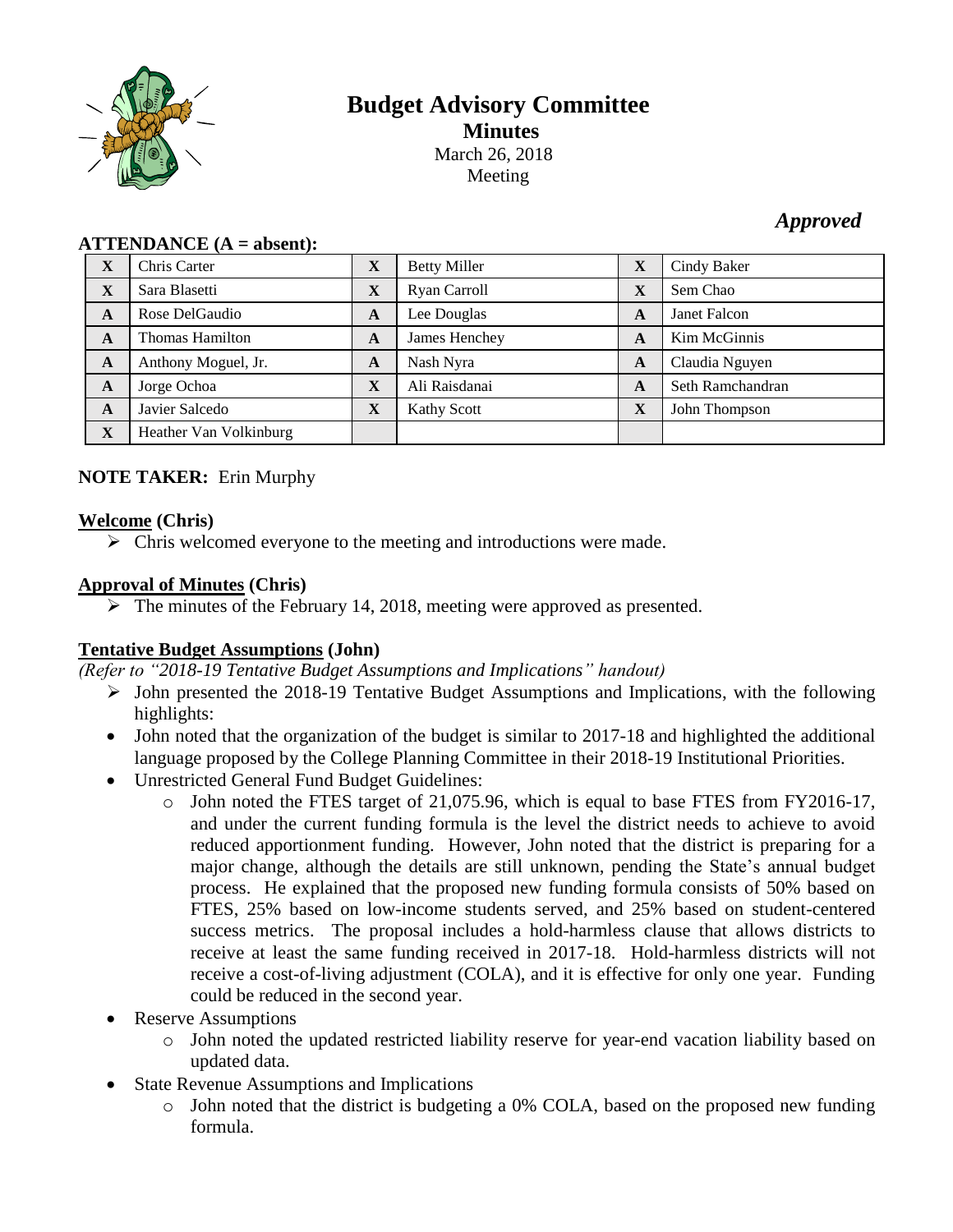# Budget Advisory Committee

## Minutes

March 26, 2018
Meeting

*Approved*

**ATTENDANCE (A = absent):**

| | | | | | |
|---|---|---|---|---|---|
| **X** | Chris Carter | **X** | Betty Miller | **X** | Cindy Baker |
| **X** | Sara Blasetti | **X** | Ryan Carroll | **X** | Sem Chao |
| **A** | Rose DelGaudio | **A** | Lee Douglas | **A** | Janet Falcon |
| **A** | Thomas Hamilton | **A** | James Henchey | **A** | Kim McGinnis |
| **A** | Anthony Moguel, Jr. | **A** | Nash Nyra | **A** | Claudia Nguyen |
| **A** | Jorge Ochoa | **X** | Ali Raisdanai | **A** | Seth Ramchandran |
| **A** | Javier Salcedo | **X** | Kathy Scott | **X** | John Thompson |
| **X** | Heather Van Volkinburg | | | | |

**NOTE TAKER:** Erin Murphy

**Welcome (Chris)**

- Chris welcomed everyone to the meeting and introductions were made.

**Approval of Minutes (Chris)**

- The minutes of the February 14, 2018, meeting were approved as presented.

**Tentative Budget Assumptions (John)**

*(Refer to "2018-19 Tentative Budget Assumptions and Implications" handout)*

- John presented the 2018-19 Tentative Budget Assumptions and Implications, with the following highlights:
- John noted that the organization of the budget is similar to 2017-18 and highlighted the additional language proposed by the College Planning Committee in their 2018-19 Institutional Priorities.
- Unrestricted General Fund Budget Guidelines:
  - John noted the FTES target of 21,075.96, which is equal to base FTES from FY2016-17, and under the current funding formula is the level the district needs to achieve to avoid reduced apportionment funding. However, John noted that the district is preparing for a major change, although the details are still unknown, pending the State's annual budget process. He explained that the proposed new funding formula consists of 50% based on FTES, 25% based on low-income students served, and 25% based on student-centered success metrics. The proposal includes a hold-harmless clause that allows districts to receive at least the same funding received in 2017-18. Hold-harmless districts will not receive a cost-of-living adjustment (COLA), and it is effective for only one year. Funding could be reduced in the second year.
- Reserve Assumptions
  - John noted the updated restricted liability reserve for year-end vacation liability based on updated data.
- State Revenue Assumptions and Implications
  - John noted that the district is budgeting a 0% COLA, based on the proposed new funding formula.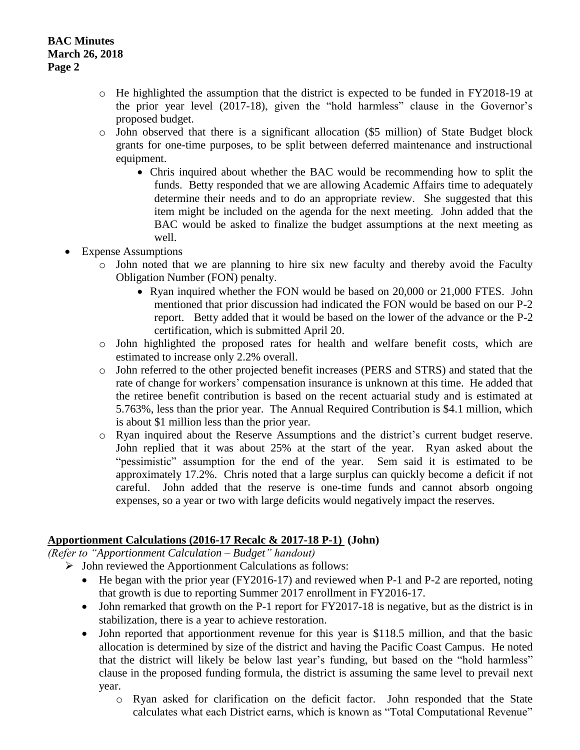- He highlighted the assumption that the district is expected to be funded in FY2018-19 at the prior year level (2017-18), given the "hold harmless" clause in the Governor's proposed budget.
- John observed that there is a significant allocation ($5 million) of State Budget block grants for one-time purposes, to be split between deferred maintenance and instructional equipment.
  - Chris inquired about whether the BAC would be recommending how to split the funds. Betty responded that we are allowing Academic Affairs time to adequately determine their needs and to do an appropriate review. She suggested that this item might be included on the agenda for the next meeting. John added that the BAC would be asked to finalize the budget assumptions at the next meeting as well.

- Expense Assumptions
  - John noted that we are planning to hire six new faculty and thereby avoid the Faculty Obligation Number (FON) penalty.
    - Ryan inquired whether the FON would be based on 20,000 or 21,000 FTES. John mentioned that prior discussion had indicated the FON would be based on our P-2 report. Betty added that it would be based on the lower of the advance or the P-2 certification, which is submitted April 20.
  - John highlighted the proposed rates for health and welfare benefit costs, which are estimated to increase only 2.2% overall.
  - John referred to the other projected benefit increases (PERS and STRS) and stated that the rate of change for workers' compensation insurance is unknown at this time. He added that the retiree benefit contribution is based on the recent actuarial study and is estimated at 5.763%, less than the prior year. The Annual Required Contribution is $4.1 million, which is about $1 million less than the prior year.
  - Ryan inquired about the Reserve Assumptions and the district's current budget reserve. John replied that it was about 25% at the start of the year. Ryan asked about the "pessimistic" assumption for the end of the year. Sem said it is estimated to be approximately 17.2%. Chris noted that a large surplus can quickly become a deficit if not careful. John added that the reserve is one-time funds and cannot absorb ongoing expenses, so a year or two with large deficits would negatively impact the reserves.

**Apportionment Calculations (2016-17 Recalc & 2017-18 P-1) (John)**

*(Refer to "Apportionment Calculation – Budget" handout)*

- John reviewed the Apportionment Calculations as follows:
  - He began with the prior year (FY2016-17) and reviewed when P-1 and P-2 are reported, noting that growth is due to reporting Summer 2017 enrollment in FY2016-17.
  - John remarked that growth on the P-1 report for FY2017-18 is negative, but as the district is in stabilization, there is a year to achieve restoration.
  - John reported that apportionment revenue for this year is $118.5 million, and that the basic allocation is determined by size of the district and having the Pacific Coast Campus. He noted that the district will likely be below last year's funding, but based on the "hold harmless" clause in the proposed funding formula, the district is assuming the same level to prevail next year.
    - Ryan asked for clarification on the deficit factor. John responded that the State calculates what each District earns, which is known as "Total Computational Revenue"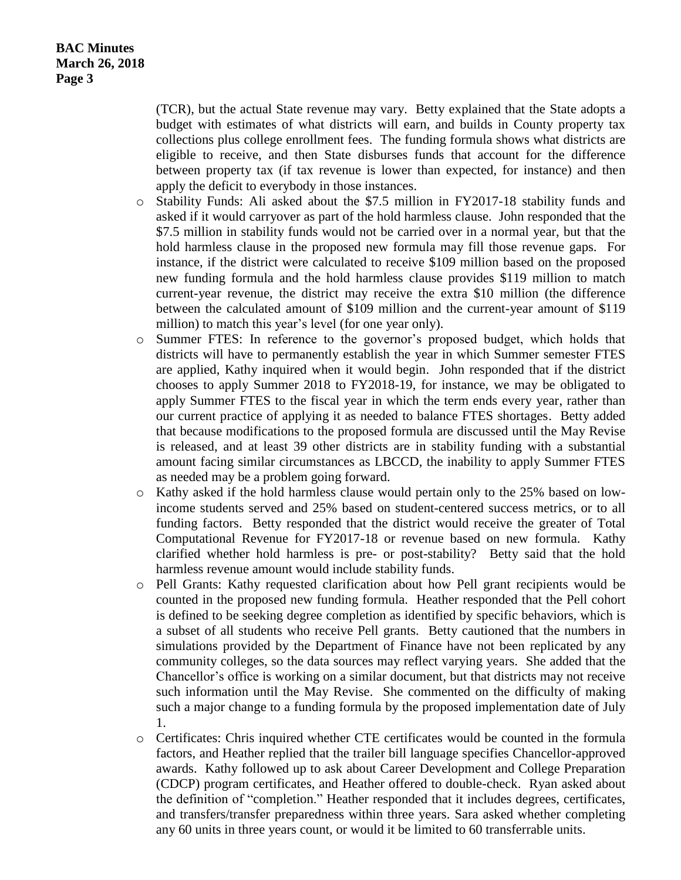(TCR), but the actual State revenue may vary. Betty explained that the State adopts a budget with estimates of what districts will earn, and builds in County property tax collections plus college enrollment fees. The funding formula shows what districts are eligible to receive, and then State disburses funds that account for the difference between property tax (if tax revenue is lower than expected, for instance) and then apply the deficit to everybody in those instances.

- Stability Funds: Ali asked about the $7.5 million in FY2017-18 stability funds and asked if it would carryover as part of the hold harmless clause. John responded that the $7.5 million in stability funds would not be carried over in a normal year, but that the hold harmless clause in the proposed new formula may fill those revenue gaps. For instance, if the district were calculated to receive $109 million based on the proposed new funding formula and the hold harmless clause provides $119 million to match current-year revenue, the district may receive the extra $10 million (the difference between the calculated amount of $109 million and the current-year amount of $119 million) to match this year's level (for one year only).
- Summer FTES: In reference to the governor's proposed budget, which holds that districts will have to permanently establish the year in which Summer semester FTES are applied, Kathy inquired when it would begin. John responded that if the district chooses to apply Summer 2018 to FY2018-19, for instance, we may be obligated to apply Summer FTES to the fiscal year in which the term ends every year, rather than our current practice of applying it as needed to balance FTES shortages. Betty added that because modifications to the proposed formula are discussed until the May Revise is released, and at least 39 other districts are in stability funding with a substantial amount facing similar circumstances as LBCCD, the inability to apply Summer FTES as needed may be a problem going forward.
- Kathy asked if the hold harmless clause would pertain only to the 25% based on low-income students served and 25% based on student-centered success metrics, or to all funding factors. Betty responded that the district would receive the greater of Total Computational Revenue for FY2017-18 or revenue based on new formula. Kathy clarified whether hold harmless is pre- or post-stability? Betty said that the hold harmless revenue amount would include stability funds.
- Pell Grants: Kathy requested clarification about how Pell grant recipients would be counted in the proposed new funding formula. Heather responded that the Pell cohort is defined to be seeking degree completion as identified by specific behaviors, which is a subset of all students who receive Pell grants. Betty cautioned that the numbers in simulations provided by the Department of Finance have not been replicated by any community colleges, so the data sources may reflect varying years. She added that the Chancellor's office is working on a similar document, but that districts may not receive such information until the May Revise. She commented on the difficulty of making such a major change to a funding formula by the proposed implementation date of July 1.
- Certificates: Chris inquired whether CTE certificates would be counted in the formula factors, and Heather replied that the trailer bill language specifies Chancellor-approved awards. Kathy followed up to ask about Career Development and College Preparation (CDCP) program certificates, and Heather offered to double-check. Ryan asked about the definition of "completion." Heather responded that it includes degrees, certificates, and transfers/transfer preparedness within three years. Sara asked whether completing any 60 units in three years count, or would it be limited to 60 transferrable units.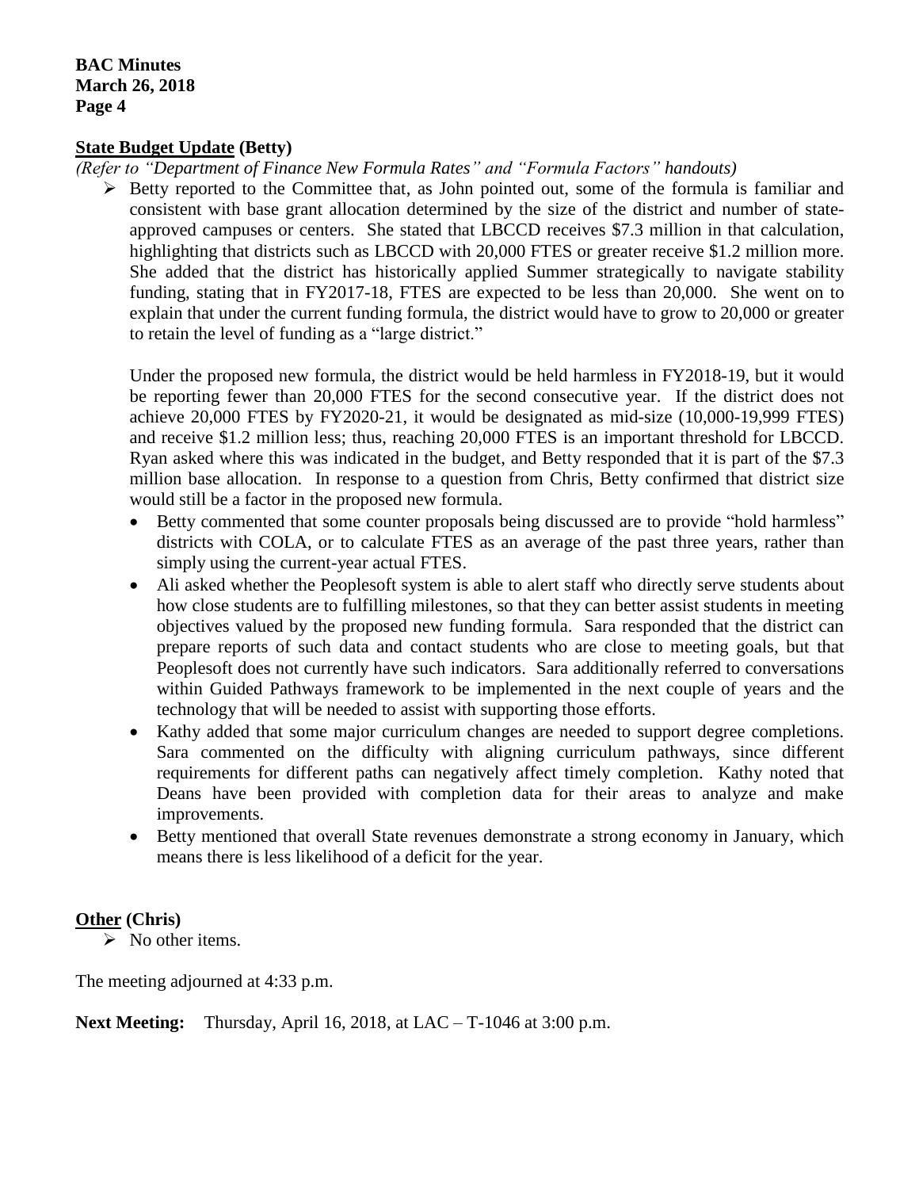## State Budget Update (Betty)

*(Refer to "Department of Finance New Formula Rates" and "Formula Factors" handouts)*

- Betty reported to the Committee that, as John pointed out, some of the formula is familiar and consistent with base grant allocation determined by the size of the district and number of state-approved campuses or centers. She stated that LBCCD receives \$7.3 million in that calculation, highlighting that districts such as LBCCD with 20,000 FTES or greater receive \$1.2 million more. She added that the district has historically applied Summer strategically to navigate stability funding, stating that in FY2017-18, FTES are expected to be less than 20,000. She went on to explain that under the current funding formula, the district would have to grow to 20,000 or greater to retain the level of funding as a "large district."

  Under the proposed new formula, the district would be held harmless in FY2018-19, but it would be reporting fewer than 20,000 FTES for the second consecutive year. If the district does not achieve 20,000 FTES by FY2020-21, it would be designated as mid-size (10,000-19,999 FTES) and receive \$1.2 million less; thus, reaching 20,000 FTES is an important threshold for LBCCD. Ryan asked where this was indicated in the budget, and Betty responded that it is part of the \$7.3 million base allocation. In response to a question from Chris, Betty confirmed that district size would still be a factor in the proposed new formula.

  - Betty commented that some counter proposals being discussed are to provide "hold harmless" districts with COLA, or to calculate FTES as an average of the past three years, rather than simply using the current-year actual FTES.
  - Ali asked whether the Peoplesoft system is able to alert staff who directly serve students about how close students are to fulfilling milestones, so that they can better assist students in meeting objectives valued by the proposed new funding formula. Sara responded that the district can prepare reports of such data and contact students who are close to meeting goals, but that Peoplesoft does not currently have such indicators. Sara additionally referred to conversations within Guided Pathways framework to be implemented in the next couple of years and the technology that will be needed to assist with supporting those efforts.
  - Kathy added that some major curriculum changes are needed to support degree completions. Sara commented on the difficulty with aligning curriculum pathways, since different requirements for different paths can negatively affect timely completion. Kathy noted that Deans have been provided with completion data for their areas to analyze and make improvements.
  - Betty mentioned that overall State revenues demonstrate a strong economy in January, which means there is less likelihood of a deficit for the year.

## Other (Chris)

- No other items.

The meeting adjourned at 4:33 p.m.

**Next Meeting:** Thursday, April 16, 2018, at LAC – T-1046 at 3:00 p.m.